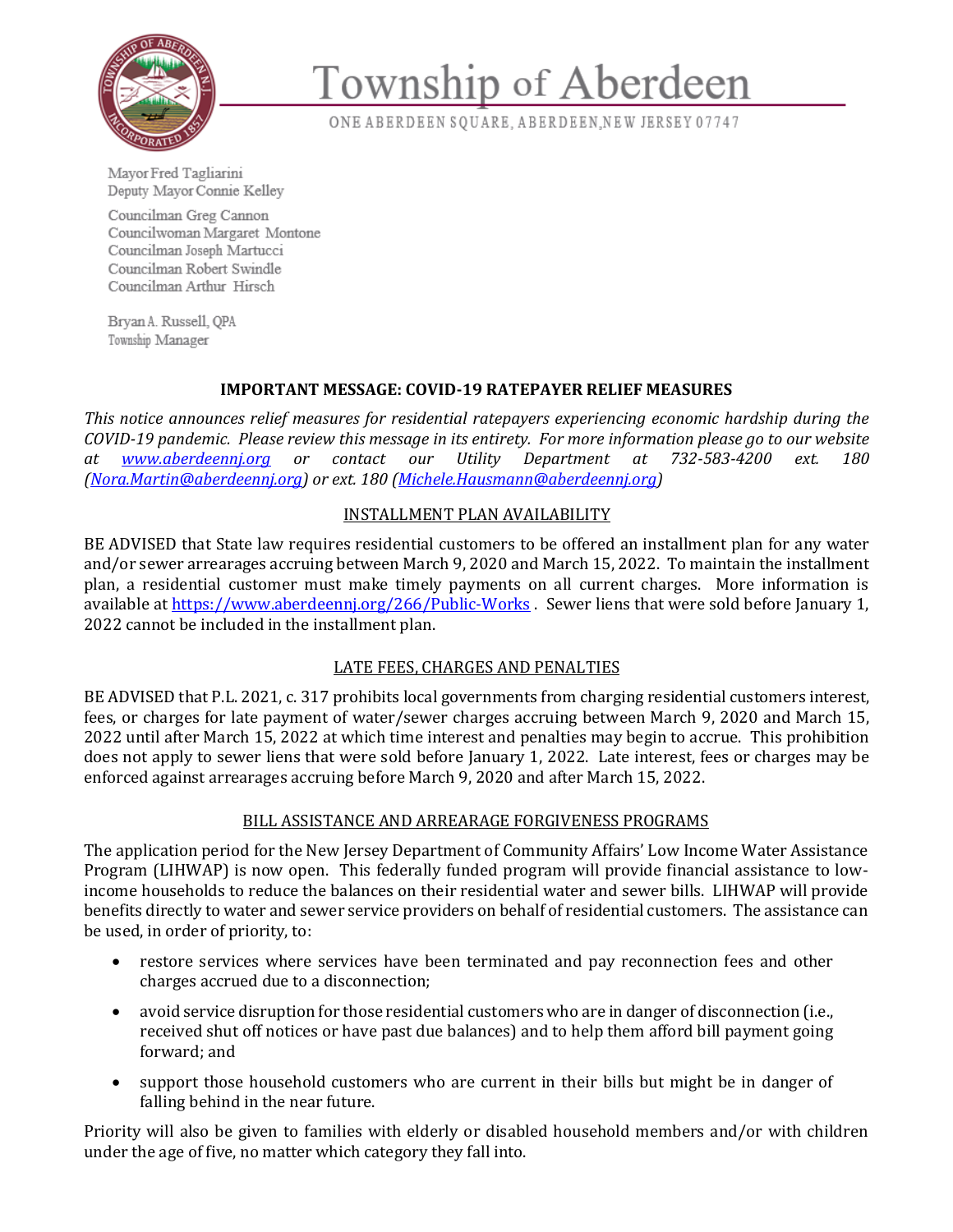# Township of Aberdeen

ONE ABERDEEN SQUARE, ABERDEEN, NEW JERSEY 07747

Mayor Fred Tagliarini
Deputy Mayor Connie Kelley

Councilman Greg Cannon
Councilwoman Margaret Montone
Councilman Joseph Martucci
Councilman Robert Swindle
Councilman Arthur Hirsch

Bryan A. Russell, QPA
Township Manager

## IMPORTANT MESSAGE: COVID-19 RATEPAYER RELIEF MEASURES

*This notice announces relief measures for residential ratepayers experiencing economic hardship during the COVID-19 pandemic. Please review this message in its entirety. For more information please go to our website at [www.aberdeennj.org](http://www.aberdeennj.org) or contact our Utility Department at 732-583-4200 ext. 180 ([Nora.Martin@aberdeennj.org](mailto:Nora.Martin@aberdeennj.org)) or ext. 180 ([Michele.Hausmann@aberdeennj.org](mailto:Michele.Hausmann@aberdeennj.org))*

### INSTALLMENT PLAN AVAILABILITY

BE ADVISED that State law requires residential customers to be offered an installment plan for any water and/or sewer arrearages accruing between March 9, 2020 and March 15, 2022. To maintain the installment plan, a residential customer must make timely payments on all current charges. More information is available at [https://www.aberdeennj.org/266/Public-Works](https://www.aberdeennj.org/266/Public-Works) . Sewer liens that were sold before January 1, 2022 cannot be included in the installment plan.

### LATE FEES, CHARGES AND PENALTIES

BE ADVISED that P.L. 2021, c. 317 prohibits local governments from charging residential customers interest, fees, or charges for late payment of water/sewer charges accruing between March 9, 2020 and March 15, 2022 until after March 15, 2022 at which time interest and penalties may begin to accrue. This prohibition does not apply to sewer liens that were sold before January 1, 2022. Late interest, fees or charges may be enforced against arrearages accruing before March 9, 2020 and after March 15, 2022.

### BILL ASSISTANCE AND ARREARAGE FORGIVENESS PROGRAMS

The application period for the New Jersey Department of Community Affairs' Low Income Water Assistance Program (LIHWAP) is now open. This federally funded program will provide financial assistance to low-income households to reduce the balances on their residential water and sewer bills. LIHWAP will provide benefits directly to water and sewer service providers on behalf of residential customers. The assistance can be used, in order of priority, to:

- restore services where services have been terminated and pay reconnection fees and other charges accrued due to a disconnection;
- avoid service disruption for those residential customers who are in danger of disconnection (i.e., received shut off notices or have past due balances) and to help them afford bill payment going forward; and
- support those household customers who are current in their bills but might be in danger of falling behind in the near future.

Priority will also be given to families with elderly or disabled household members and/or with children under the age of five, no matter which category they fall into.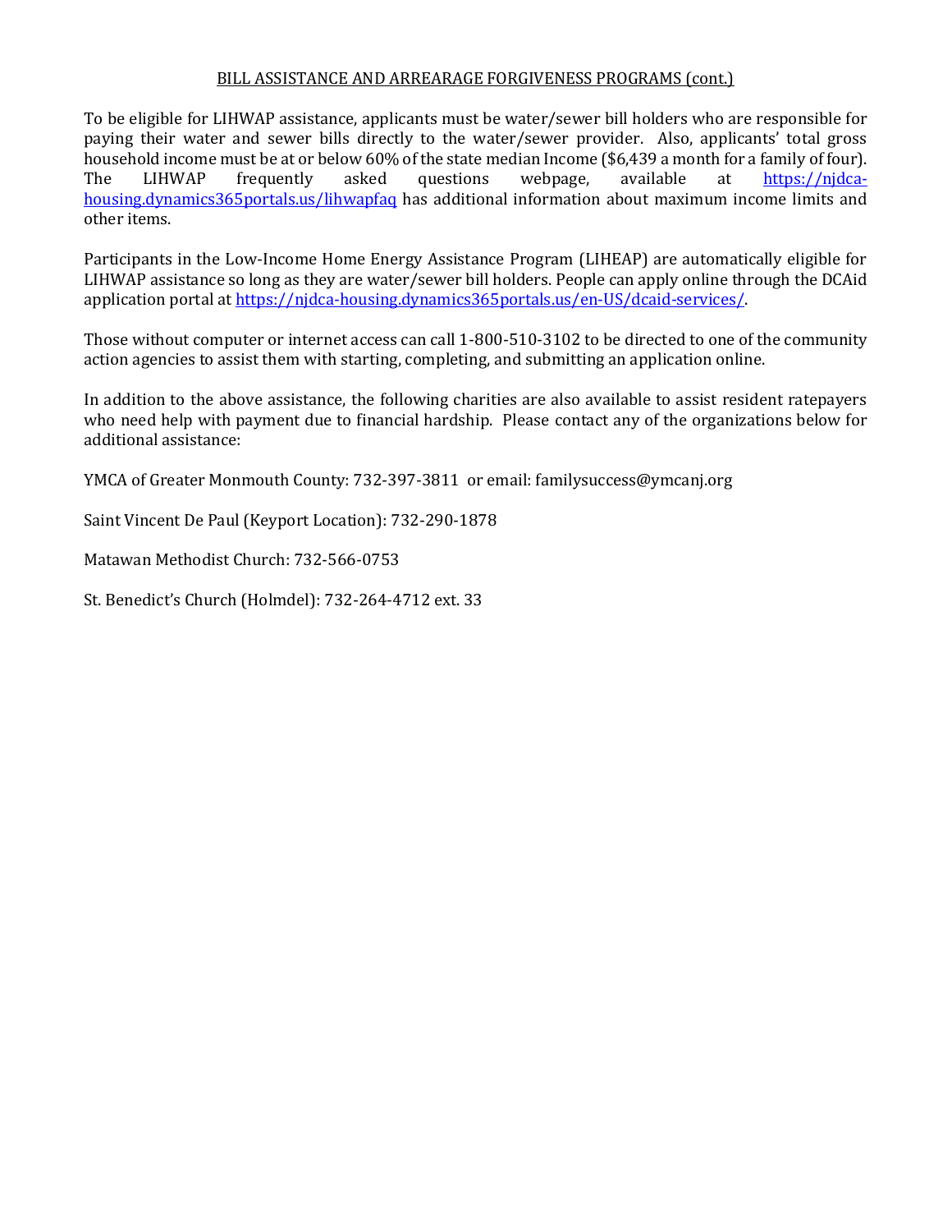## BILL ASSISTANCE AND ARREARAGE FORGIVENESS PROGRAMS (cont.)

To be eligible for LIHWAP assistance, applicants must be water/sewer bill holders who are responsible for paying their water and sewer bills directly to the water/sewer provider. Also, applicants' total gross household income must be at or below 60% of the state median Income ($6,439 a month for a family of four). The LIHWAP frequently asked questions webpage, available at [https://njdca-housing.dynamics365portals.us/lihwapfaq](https://njdca-housing.dynamics365portals.us/lihwapfaq) has additional information about maximum income limits and other items.

Participants in the Low-Income Home Energy Assistance Program (LIHEAP) are automatically eligible for LIHWAP assistance so long as they are water/sewer bill holders. People can apply online through the DCAid application portal at [https://njdca-housing.dynamics365portals.us/en-US/dcaid-services/](https://njdca-housing.dynamics365portals.us/en-US/dcaid-services/).

Those without computer or internet access can call 1-800-510-3102 to be directed to one of the community action agencies to assist them with starting, completing, and submitting an application online.

In addition to the above assistance, the following charities are also available to assist resident ratepayers who need help with payment due to financial hardship. Please contact any of the organizations below for additional assistance:

YMCA of Greater Monmouth County: 732-397-3811 or email: familysuccess@ymcanj.org

Saint Vincent De Paul (Keyport Location): 732-290-1878

Matawan Methodist Church: 732-566-0753

St. Benedict's Church (Holmdel): 732-264-4712 ext. 33